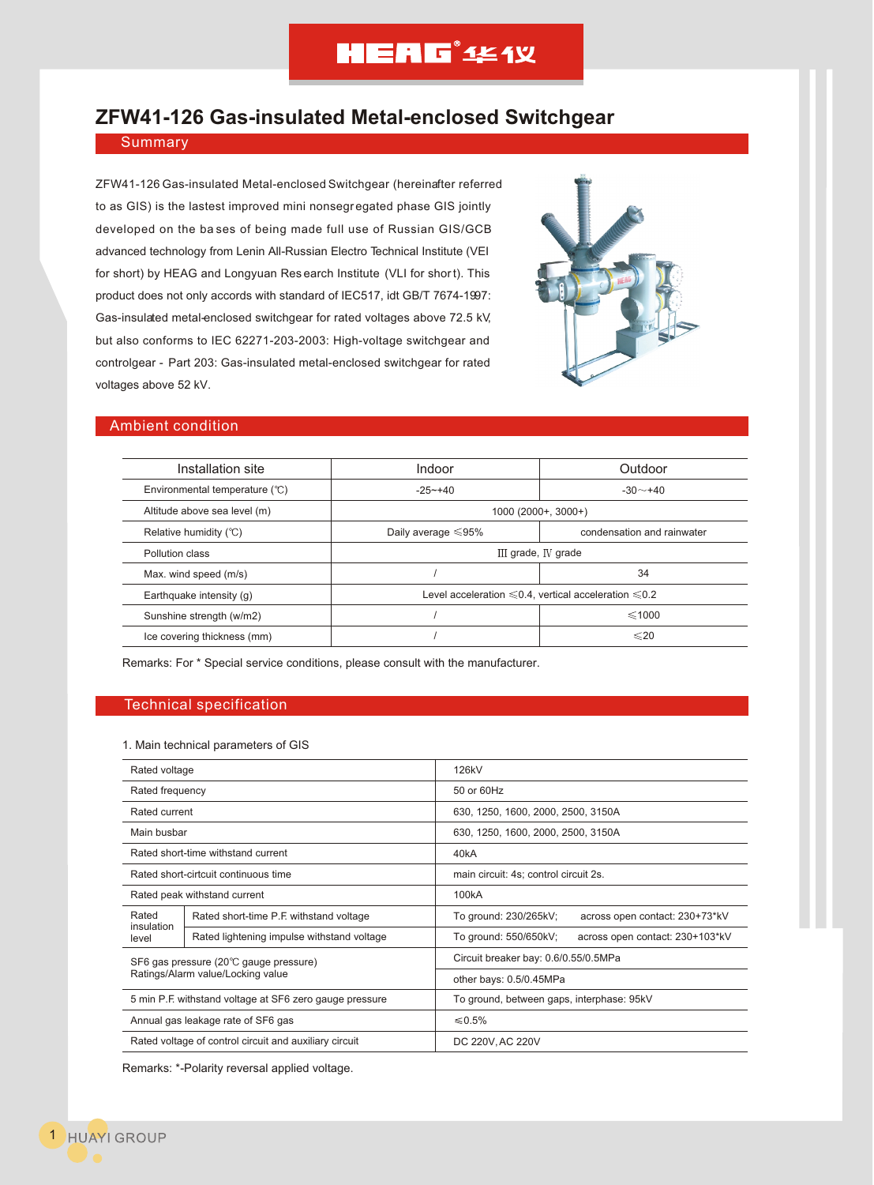# ZFW41-126 Gas-insulated Metal-enclosed Switchgear

## Summary

ZFW41-126 Gas-insulated Metal-enclosed Switchgear (hereinafter referred to as GIS) is the lastest improved mini nonsegregated phase GIS jointly developed on the bases of being made full use of Russian GIS/GCB advanced technology from Lenin All-Russian Electro Technical Institute (VEI for short) by HEAG and Longyuan Research Institute (VLI for short). This product does not only accords with standard of IEC517, idt GB/T 7674-1997: Gas-insulated metal-enclosed switchgear for rated voltages above 72.5 kV, but also conforms to IEC 62271-203-2003: High-voltage switchgear and controlgear - Part 203: Gas-insulated metal-enclosed switchgear for rated voltages above 52 kV.

## Ambient condition

| Installation site | Indoor | Outdoor |
|---|---|---|
| Environmental temperature (℃) | -25~+40 | -30～+40 |
| Altitude above sea level (m) | 1000 (2000+, 3000+) | |
| Relative humidity (℃) | Daily average ≤95% | condensation and rainwater |
| Pollution class | Ⅲ grade, Ⅳ grade | |
| Max. wind speed (m/s) | / | 34 |
| Earthquake intensity (g) | Level acceleration ≤0.4, vertical acceleration ≤0.2 | |
| Sunshine strength (w/m2) | / | ≤1000 |
| Ice covering thickness (mm) | / | ≤20 |

Remarks: For * Special service conditions, please consult with the manufacturer.

## Technical specification

1. Main technical parameters of GIS

| Item | | Value |
|---|---|---|
| Rated voltage | | 126kV |
| Rated frequency | | 50 or 60Hz |
| Rated current | | 630, 1250, 1600, 2000, 2500, 3150A |
| Main busbar | | 630, 1250, 1600, 2000, 2500, 3150A |
| Rated short-time withstand current | | 40kA |
| Rated short-cirtcuit continuous time | | main circuit: 4s; control circuit 2s. |
| Rated peak withstand current | | 100kA |
| Rated insulation level | Rated short-time P.F. withstand voltage | To ground: 230/265kV; across open contact: 230+73*kV |
| | Rated lightening impulse withstand voltage | To ground: 550/650kV; across open contact: 230+103*kV |
| SF6 gas pressure (20℃ gauge pressure) Ratings/Alarm value/Locking value | | Circuit breaker bay: 0.6/0.55/0.5MPa |
| | | other bays: 0.5/0.45MPa |
| 5 min P.F. withstand voltage at SF6 zero gauge pressure | | To ground, between gaps, interphase: 95kV |
| Annual gas leakage rate of SF6 gas | | ≤0.5% |
| Rated voltage of control circuit and auxiliary circuit | | DC 220V, AC 220V |

Remarks: *-Polarity reversal applied voltage.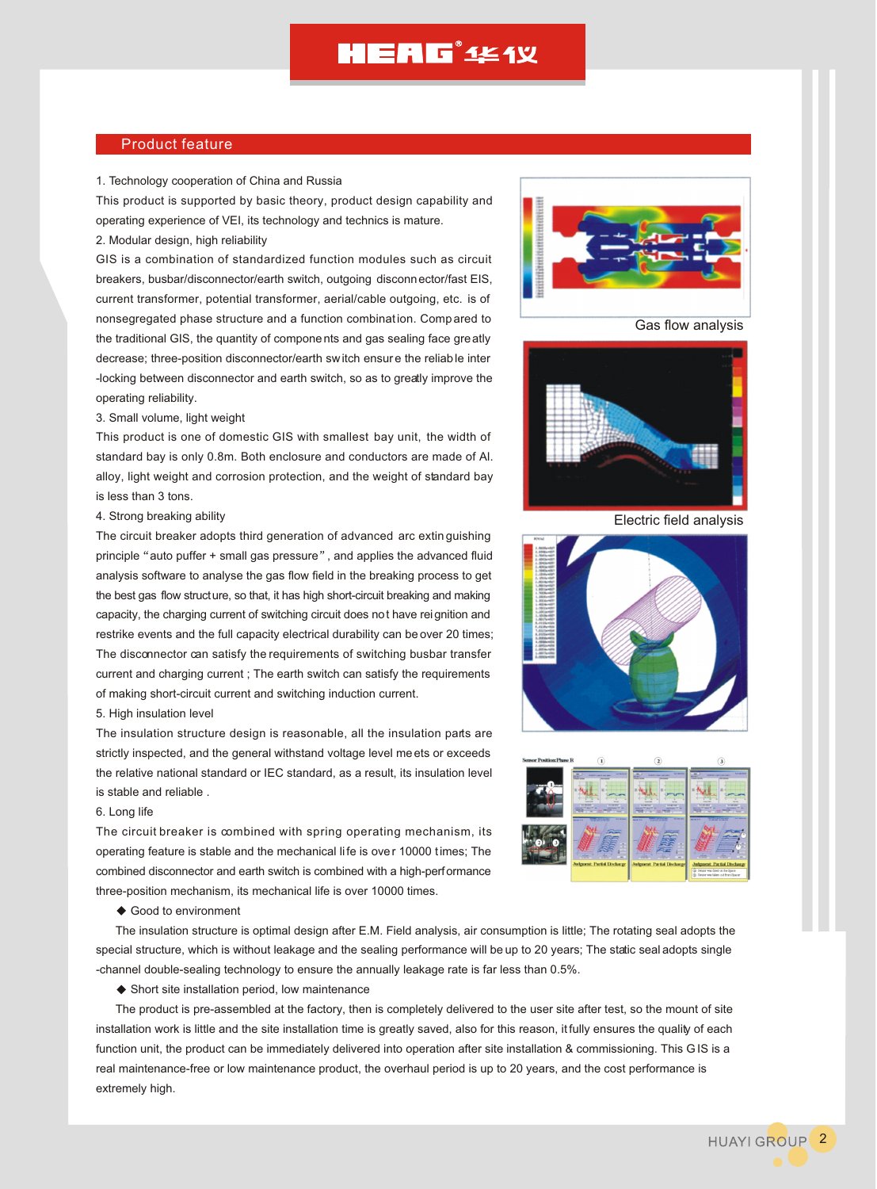## Product feature

1. Technology cooperation of China and Russia

This product is supported by basic theory, product design capability and operating experience of VEI, its technology and technics is mature.

2. Modular design, high reliability

GIS is a combination of standardized function modules such as circuit breakers, busbar/disconnector/earth switch, outgoing disconnector/fast EIS, current transformer, potential transformer, aerial/cable outgoing, etc. is of nonsegregated phase structure and a function combination. Compared to the traditional GIS, the quantity of components and gas sealing face greatly decrease; three-position disconnector/earth switch ensure the reliable inter -locking between disconnector and earth switch, so as to greatly improve the operating reliability.

3. Small volume, light weight

This product is one of domestic GIS with smallest bay unit, the width of standard bay is only 0.8m. Both enclosure and conductors are made of Al. alloy, light weight and corrosion protection, and the weight of standard bay is less than 3 tons.

4. Strong breaking ability

The circuit breaker adopts third generation of advanced arc extinguishing principle "auto puffer + small gas pressure", and applies the advanced fluid analysis software to analyse the gas flow field in the breaking process to get the best gas flow structure, so that, it has high short-circuit breaking and making capacity, the charging current of switching circuit does not have reignition and restrike events and the full capacity electrical durability can be over 20 times; The disconnector can satisfy the requirements of switching busbar transfer current and charging current ; The earth switch can satisfy the requirements of making short-circuit current and switching induction current.

5. High insulation level

The insulation structure design is reasonable, all the insulation parts are strictly inspected, and the general withstand voltage level meets or exceeds the relative national standard or IEC standard, as a result, its insulation level is stable and reliable .

6. Long life

The circuit breaker is combined with spring operating mechanism, its operating feature is stable and the mechanical life is over 10000 times; The combined disconnector and earth switch is combined with a high-performance three-position mechanism, its mechanical life is over 10000 times.

Gas flow analysis

Electric field analysis

◆ Good to environment

The insulation structure is optimal design after E.M. Field analysis, air consumption is little; The rotating seal adopts the special structure, which is without leakage and the sealing performance will be up to 20 years; The static seal adopts single -channel double-sealing technology to ensure the annually leakage rate is far less than 0.5%.

◆ Short site installation period, low maintenance

The product is pre-assembled at the factory, then is completely delivered to the user site after test, so the mount of site installation work is little and the site installation time is greatly saved, also for this reason, it fully ensures the quality of each function unit, the product can be immediately delivered into operation after site installation & commissioning. This GIS is a real maintenance-free or low maintenance product, the overhaul period is up to 20 years, and the cost performance is extremely high.